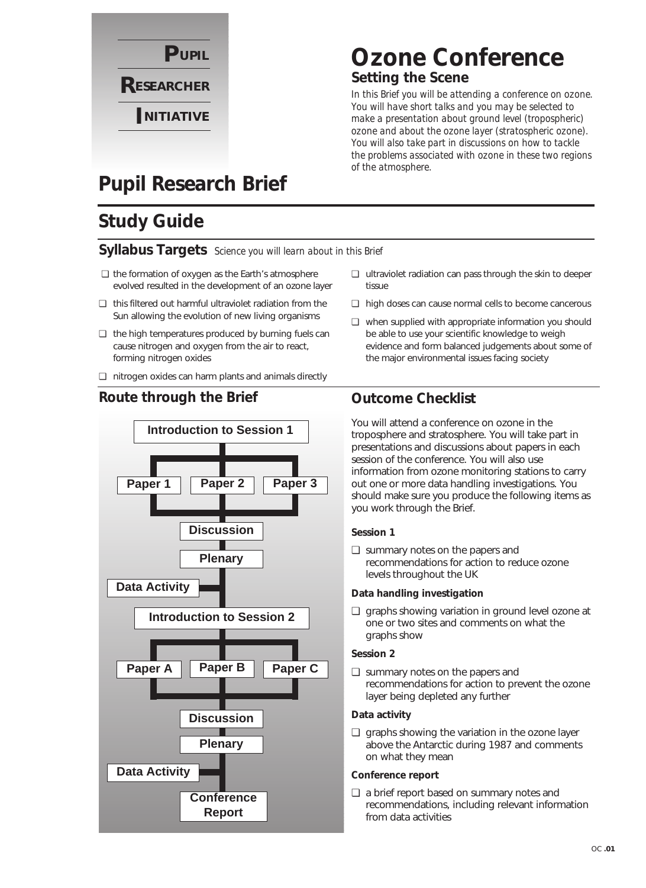**PUPIL RESEARCHER INITIATIVE**

# Ozone Conference

## Setting the Scene

*In this Brief you will be attending a conference on ozone. You will have short talks and you may be selected to make a presentation about ground level (tropospheric) ozone and about the ozone layer (stratospheric ozone). You will also take part in discussions on how to tackle the problems associated with ozone in these two regions of the atmosphere.*

# Pupil Research Brief

## Study Guide

### Syllabus Targets *Science you will learn about in this Brief*

- ❑ the formation of oxygen as the Earth's atmosphere evolved resulted in the development of an ozone layer
- ❑ this filtered out harmful ultraviolet radiation from the Sun allowing the evolution of new living organisms
- ❑ the high temperatures produced by burning fuels can cause nitrogen and oxygen from the air to react, forming nitrogen oxides
- ❑ nitrogen oxides can harm plants and animals directly
- ❑ ultraviolet radiation can pass through the skin to deeper tissue
- ❑ high doses can cause normal cells to become cancerous
- ❑ when supplied with appropriate information you should be able to use your scientific knowledge to weigh evidence and form balanced judgements about some of the major environmental issues facing society

### Route through the Brief

- Introduction to Session 1
- Paper 1 / Paper 2 / Paper 3
- Discussion
- Plenary
- Data Activity
- Introduction to Session 2
- Paper A / Paper B / Paper C
- Discussion
- Plenary
- Data Activity
- Conference Report

### Outcome Checklist

You will attend a conference on ozone in the troposphere and stratosphere. You will take part in presentations and discussions about papers in each session of the conference. You will also use information from ozone monitoring stations to carry out one or more data handling investigations. You should make sure you produce the following items as you work through the Brief.

**Session 1**

- ❑ summary notes on the papers and recommendations for action to reduce ozone levels throughout the UK

**Data handling investigation**

- ❑ graphs showing variation in ground level ozone at one or two sites and comments on what the graphs show

**Session 2**

- ❑ summary notes on the papers and recommendations for action to prevent the ozone layer being depleted any further

**Data activity**

- ❑ graphs showing the variation in the ozone layer above the Antarctic during 1987 and comments on what they mean

**Conference report**

- ❑ a brief report based on summary notes and recommendations, including relevant information from data activities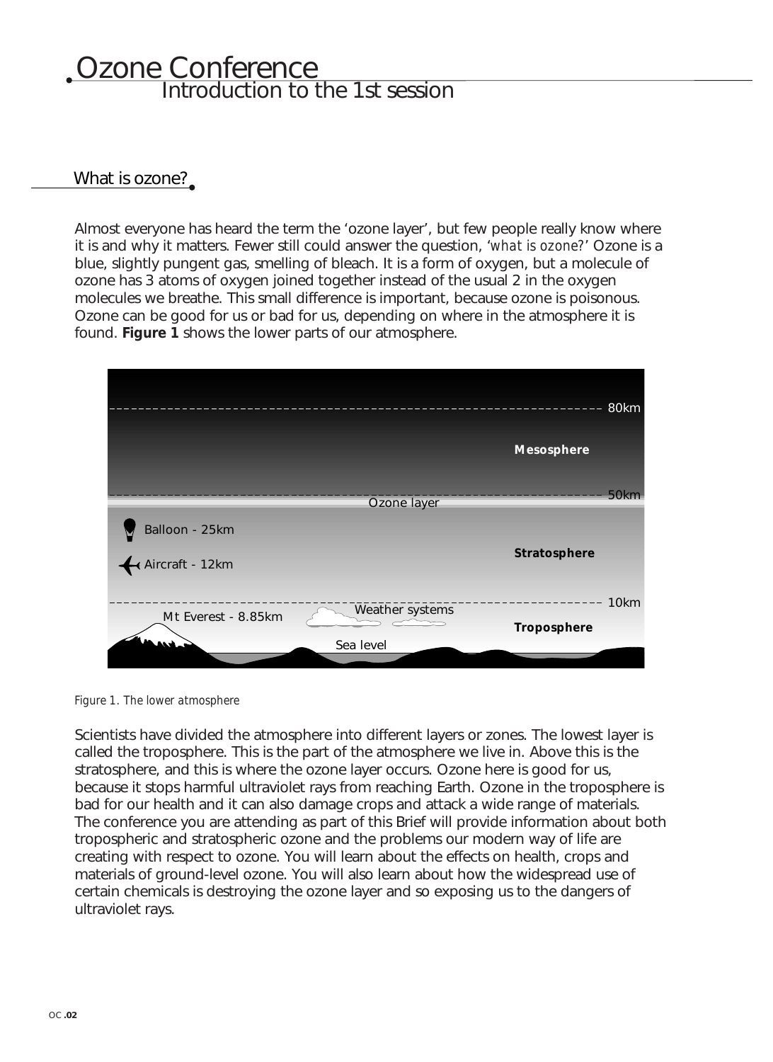# Ozone Conference

## Introduction to the 1st session

### What is ozone?

Almost everyone has heard the term the 'ozone layer', but few people really know where it is and why it matters. Fewer still could answer the question, '*what is ozone?*' Ozone is a blue, slightly pungent gas, smelling of bleach. It is a form of oxygen, but a molecule of ozone has 3 atoms of oxygen joined together instead of the usual 2 in the oxygen molecules we breathe. This small difference is important, because ozone is poisonous. Ozone can be good for us or bad for us, depending on where in the atmosphere it is found. **Figure 1** shows the lower parts of our atmosphere.

80km

Mesosphere

50km

Ozone layer

Balloon - 25km

Stratosphere

Aircraft - 12km

10km

Mt Everest - 8.85km

Weather systems

Troposphere

Sea level

*Figure 1. The lower atmosphere*

Scientists have divided the atmosphere into different layers or zones. The lowest layer is called the troposphere. This is the part of the atmosphere we live in. Above this is the stratosphere, and this is where the ozone layer occurs. Ozone here is good for us, because it stops harmful ultraviolet rays from reaching Earth. Ozone in the troposphere is bad for our health and it can also damage crops and attack a wide range of materials. The conference you are attending as part of this Brief will provide information about both tropospheric and stratospheric ozone and the problems our modern way of life are creating with respect to ozone. You will learn about the effects on health, crops and materials of ground-level ozone. You will also learn about how the widespread use of certain chemicals is destroying the ozone layer and so exposing us to the dangers of ultraviolet rays.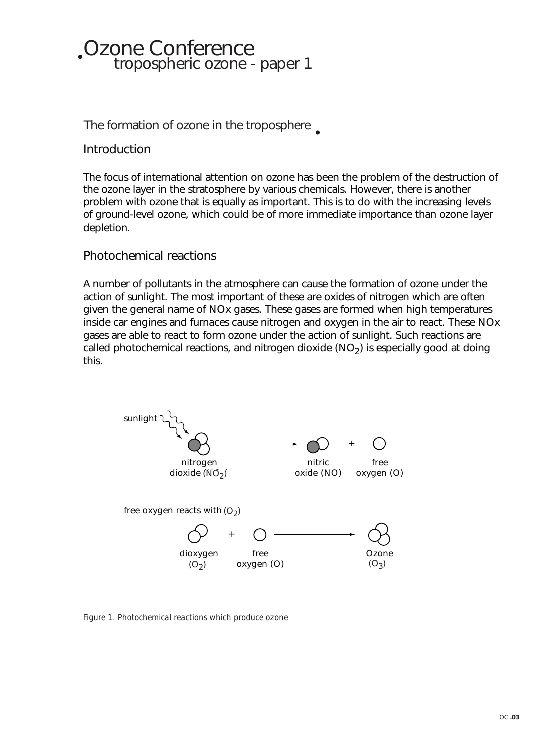# Ozone Conference

## tropospheric ozone - paper 1

## The formation of ozone in the troposphere

### Introduction

The focus of international attention on ozone has been the problem of the destruction of the ozone layer in the stratosphere by various chemicals. However, there is another problem with ozone that is equally as important. This is to do with the increasing levels of ground-level ozone, which could be of more immediate importance than ozone layer depletion.

### Photochemical reactions

A number of pollutants in the atmosphere can cause the formation of ozone under the action of sunlight. The most important of these are oxides of nitrogen which are often given the general name of NOx gases. These gases are formed when high temperatures inside car engines and furnaces cause nitrogen and oxygen in the air to react. These NOx gases are able to react to form ozone under the action of sunlight. Such reactions are called photochemical reactions, and nitrogen dioxide ($NO_2$) is especially good at doing this.

sunlight

nitrogen dioxide ($NO_2$) → nitric oxide (NO) + free oxygen (O)

free oxygen reacts with ($O_2$)

dioxygen ($O_2$) + free oxygen (O) → Ozone ($O_3$)

*Figure 1. Photochemical reactions which produce ozone*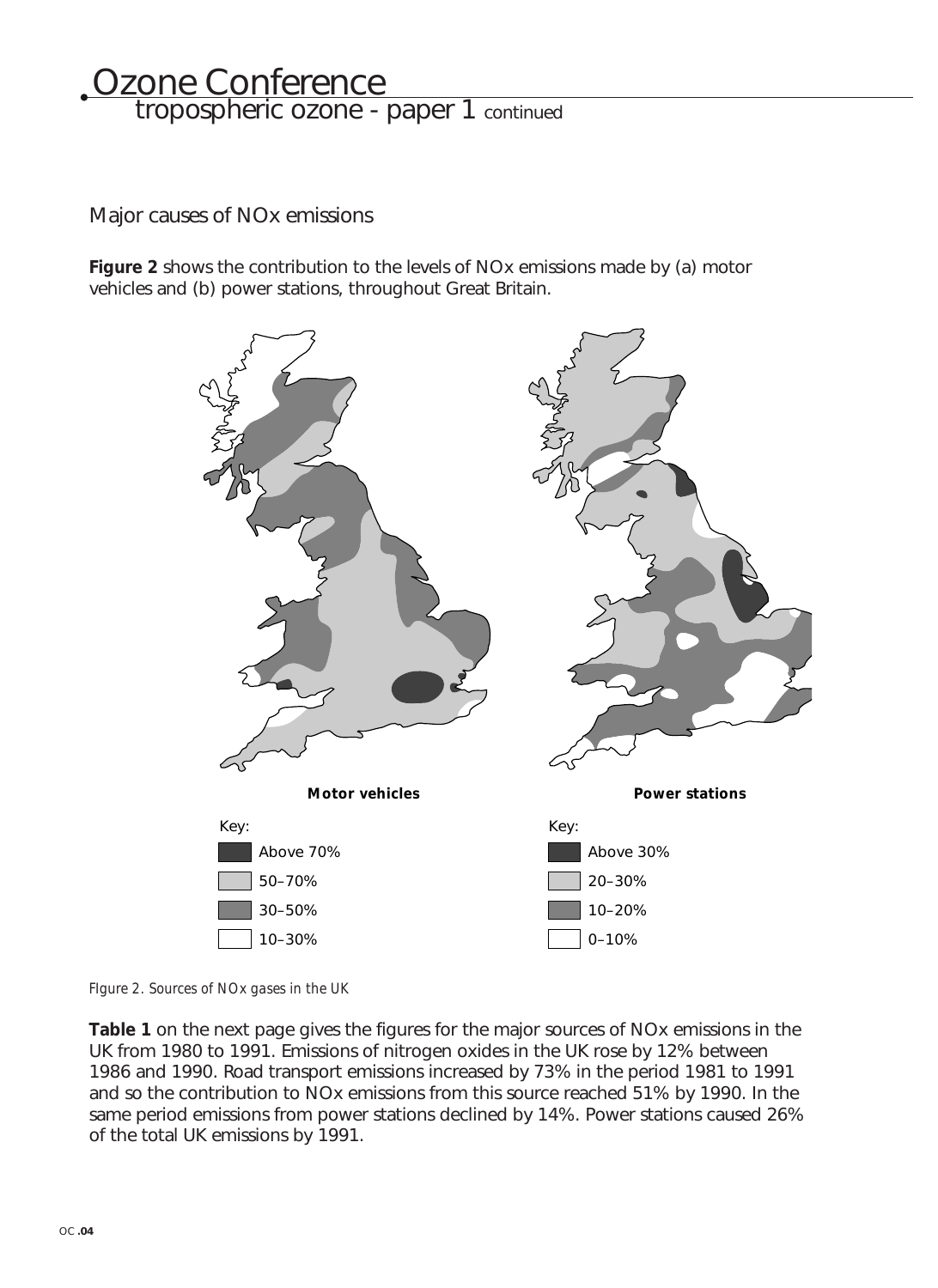## Major causes of NOx emissions

**Figure 2** shows the contribution to the levels of NOx emissions made by (a) motor vehicles and (b) power stations, throughout Great Britain.

**Motor vehicles**

Key:

- Above 70%
- 50–70%
- 30–50%
- 10–30%

**Power stations**

Key:

- Above 30%
- 20–30%
- 10–20%
- 0–10%

*FIgure 2. Sources of NOx gases in the UK*

**Table 1** on the next page gives the figures for the major sources of NOx emissions in the UK from 1980 to 1991. Emissions of nitrogen oxides in the UK rose by 12% between 1986 and 1990. Road transport emissions increased by 73% in the period 1981 to 1991 and so the contribution to NOx emissions from this source reached 51% by 1990. In the same period emissions from power stations declined by 14%. Power stations caused 26% of the total UK emissions by 1991.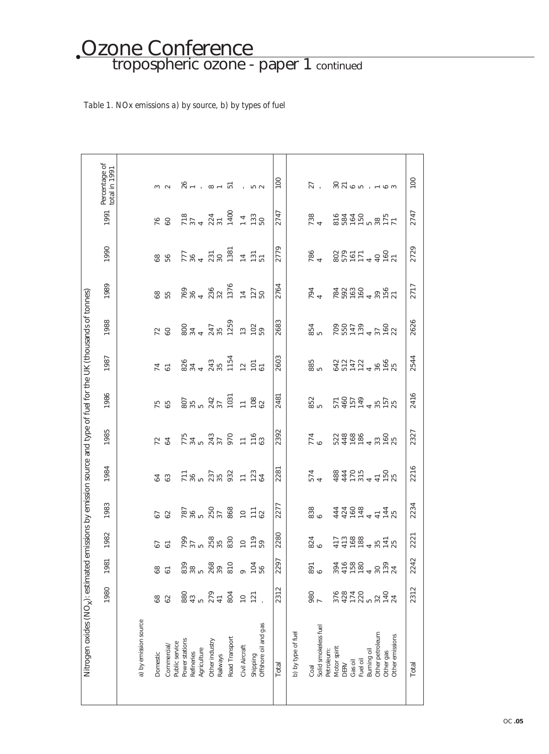# Ozone Conference

## tropospheric ozone - paper 1 continued

*Table 1. NOx emissions a) by source, b) by types of fuel*

Nitrogen oxides ($NO_X$): estimated emissions by emission source and type of fuel for the UK (thousands of tonnes)

| | 1980 | 1981 | 1982 | 1983 | 1984 | 1985 | 1986 | 1987 | 1988 | 1989 | 1990 | 1991 | Percentage of total in 1991 |
|---|---|---|---|---|---|---|---|---|---|---|---|---|---|
| **a) by emission source** | | | | | | | | | | | | | |
| Domestic | 68 | 68 | 67 | 67 | 64 | 72 | 75 | 74 | 72 | 68 | 68 | 76 | 3 |
| Commercial/ Public service | 62 | 61 | 61 | 62 | 63 | 64 | 65 | 61 | 60 | 55 | 56 | 60 | 2 |
| Power stations | 880 | 839 | 799 | 787 | 711 | 775 | 807 | 826 | 800 | 769 | 777 | 718 | 26 |
| Refineries | 43 | 38 | 37 | 36 | 36 | 34 | 35 | 34 | 34 | 36 | 36 | 37 | 1 |
| Agriculture | 5 | 5 | 5 | 5 | 5 | 5 | 5 | 4 | 4 | 4 | 4 | 4 | - |
| Other industry | 279 | 268 | 258 | 250 | 237 | 243 | 242 | 243 | 247 | 236 | 231 | 224 | 8 |
| Railways | 41 | 39 | 35 | 37 | 35 | 37 | 37 | 35 | 35 | 32 | 30 | 31 | 1 |
| Road Transport | 804 | 810 | 830 | 868 | 932 | 970 | 1031 | 1154 | 1259 | 1376 | 1381 | 1400 | 51 |
| Civil Aircraft | 10 | 9 | 10 | 10 | 11 | 11 | 11 | 12 | 13 | 14 | 14 | 14 | - |
| Shipping | 121 | 104 | 119 | 111 | 123 | 116 | 108 | 101 | 102 | 127 | 131 | 133 | 5 |
| Offshore oil and gas | - | 56 | 59 | 62 | 64 | 63 | 62 | 61 | 59 | 50 | 51 | 50 | 2 |
| **Total** | 2312 | 2297 | 2280 | 2277 | 2281 | 2392 | 2481 | 2603 | 2683 | 2764 | 2779 | 2747 | 100 |
| **b) by type of fuel** | | | | | | | | | | | | | |
| Coal | 980 | 891 | 824 | 838 | 574 | 774 | 852 | 885 | 854 | 794 | 786 | 738 | 27 |
| Solid smokeless fuel | 7 | 6 | 6 | 6 | 4 | 6 | 5 | 5 | 5 | 4 | 4 | 4 | - |
| Petroleum: | | | | | | | | | | | | | |
| Motor spirit | 376 | 394 | 417 | 444 | 488 | 522 | 571 | 642 | 709 | 784 | 802 | 816 | 30 |
| DERV | 428 | 416 | 413 | 424 | 444 | 448 | 460 | 512 | 550 | 592 | 579 | 584 | 21 |
| Gas oil | 174 | 158 | 168 | 160 | 170 | 168 | 157 | 147 | 147 | 163 | 161 | 164 | 6 |
| Fuel oil | 220 | 180 | 188 | 148 | 315 | 186 | 149 | 122 | 139 | 160 | 171 | 150 | 5 |
| Burning oil | 5 | 4 | 4 | 4 | 4 | 4 | 4 | 4 | 4 | 4 | 4 | 5 | - |
| Other petroleum | 32 | 30 | 35 | 41 | 41 | 33 | 35 | 36 | 37 | 39 | 40 | 38 | 1 |
| Other gas | 140 | 139 | 141 | 144 | 150 | 160 | 157 | 166 | 160 | 156 | 160 | 175 | 6 |
| Other emissions | 24 | 24 | 25 | 25 | 25 | 25 | 25 | 25 | 22 | 21 | 21 | 71 | 3 |
| **Total** | 2312 | 2242 | 2221 | 2234 | 2216 | 2327 | 2416 | 2544 | 2626 | 2717 | 2729 | 2747 | 100 |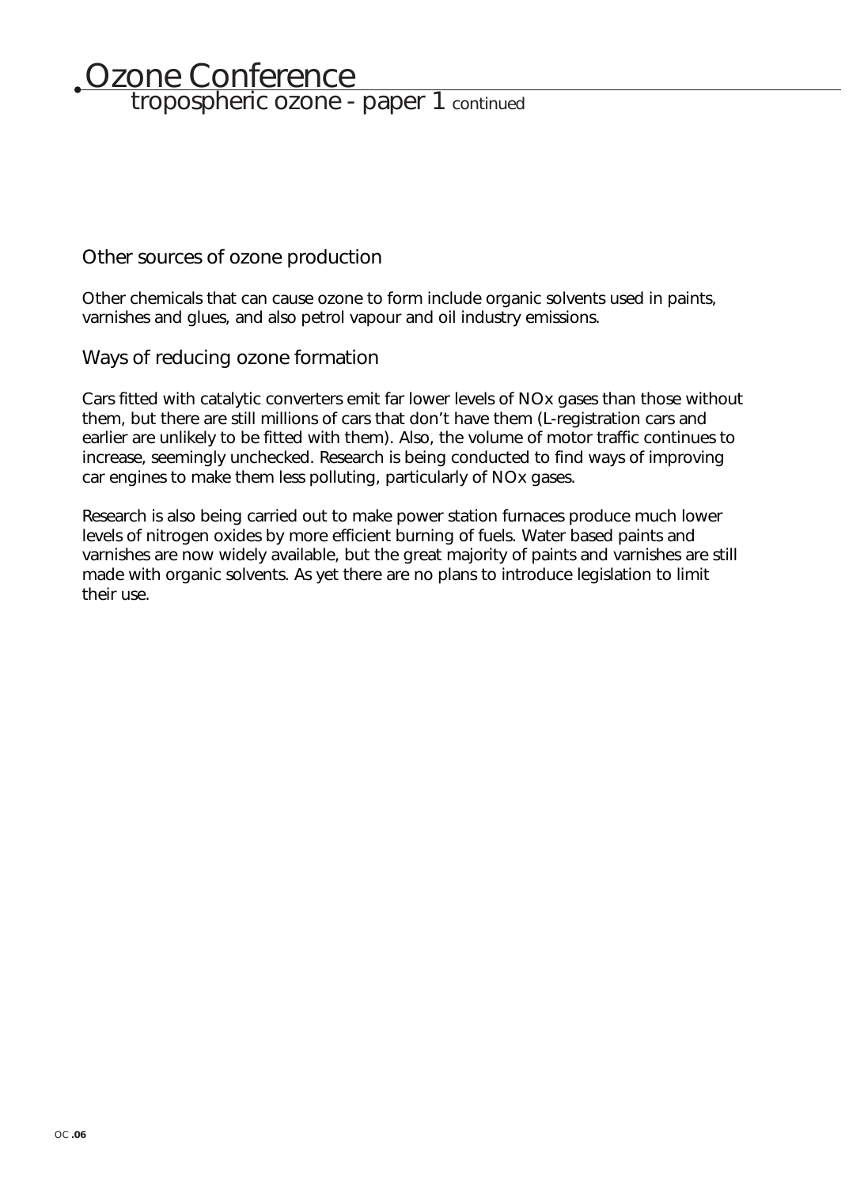## Other sources of ozone production

Other chemicals that can cause ozone to form include organic solvents used in paints, varnishes and glues, and also petrol vapour and oil industry emissions.

## Ways of reducing ozone formation

Cars fitted with catalytic converters emit far lower levels of $NO_x$ gases than those without them, but there are still millions of cars that don't have them (L-registration cars and earlier are unlikely to be fitted with them). Also, the volume of motor traffic continues to increase, seemingly unchecked. Research is being conducted to find ways of improving car engines to make them less polluting, particularly of $NO_x$ gases.

Research is also being carried out to make power station furnaces produce much lower levels of nitrogen oxides by more efficient burning of fuels. Water based paints and varnishes are now widely available, but the great majority of paints and varnishes are still made with organic solvents. As yet there are no plans to introduce legislation to limit their use.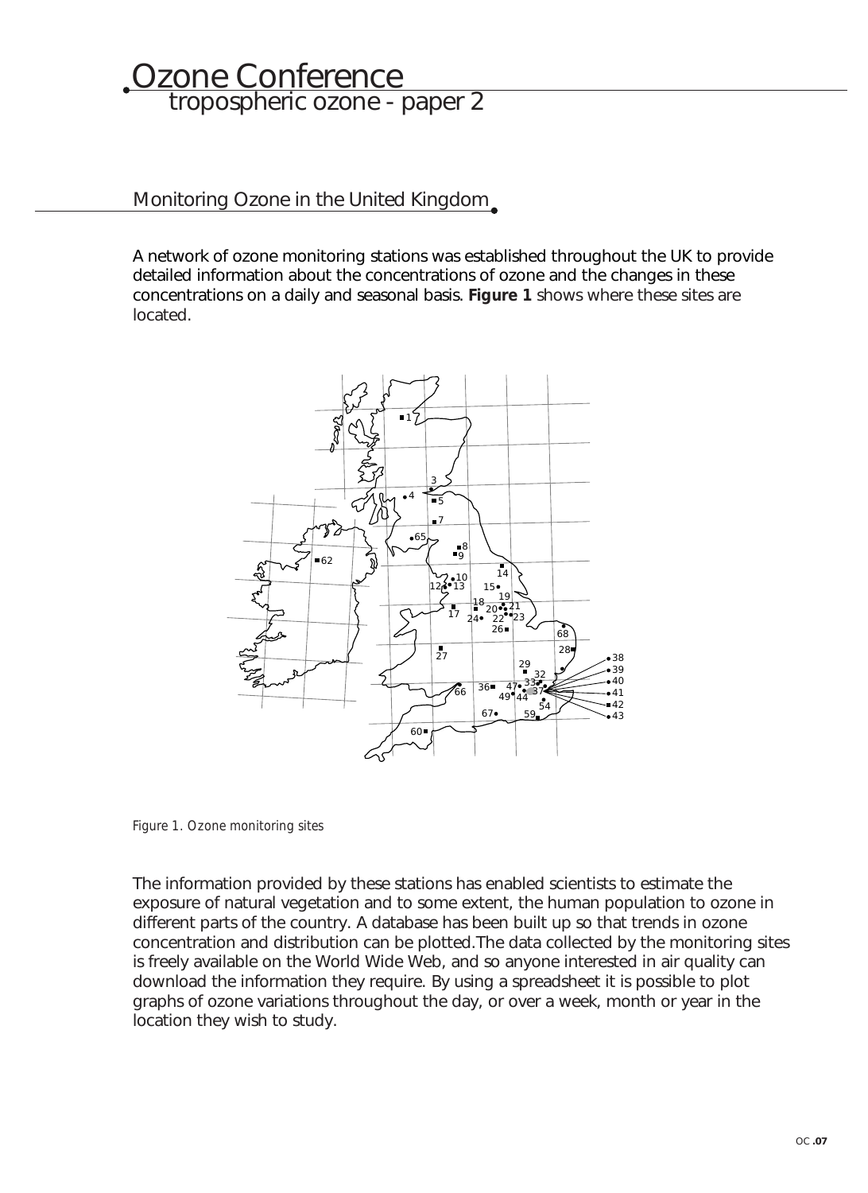# Ozone Conference

## tropospheric ozone - paper 2

### Monitoring Ozone in the United Kingdom

A network of ozone monitoring stations was established throughout the UK to provide detailed information about the concentrations of ozone and the changes in these concentrations on a daily and seasonal basis. **Figure 1** shows where these sites are located.

*Figure 1. Ozone monitoring sites*

The information provided by these stations has enabled scientists to estimate the exposure of natural vegetation and to some extent, the human population to ozone in different parts of the country. A database has been built up so that trends in ozone concentration and distribution can be plotted.The data collected by the monitoring sites is freely available on the World Wide Web, and so anyone interested in air quality can download the information they require. By using a spreadsheet it is possible to plot graphs of ozone variations throughout the day, or over a week, month or year in the location they wish to study.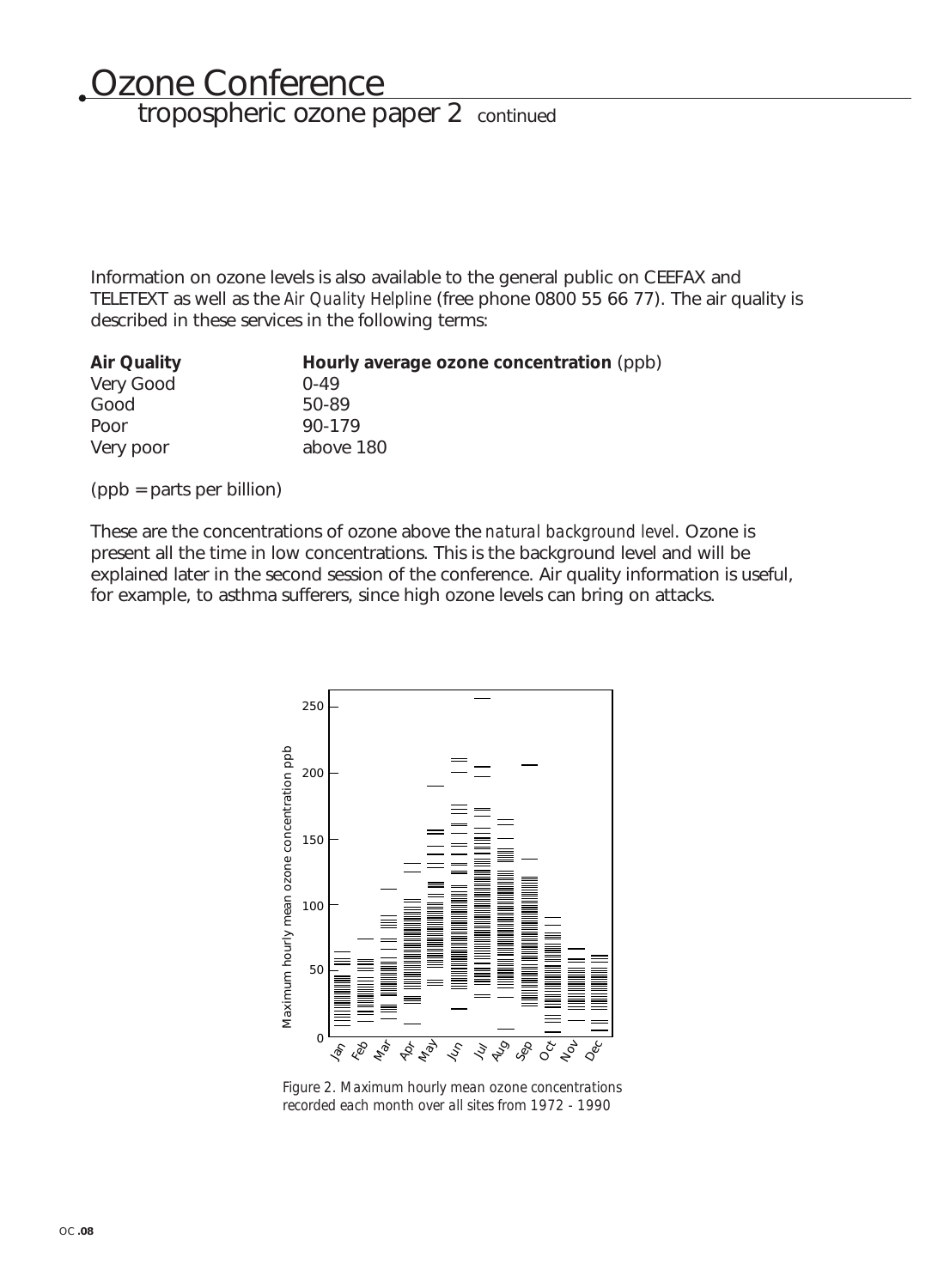# Ozone Conference

## tropospheric ozone paper 2 continued

Information on ozone levels is also available to the general public on CEEFAX and TELETEXT as well as the *Air Quality Helpline* (free phone 0800 55 66 77). The air quality is described in these services in the following terms:

| **Air Quality** | **Hourly average ozone concentration** (ppb) |
|---|---|
| Very Good | 0-49 |
| Good | 50-89 |
| Poor | 90-179 |
| Very poor | above 180 |

(ppb = parts per billion)

These are the concentrations of ozone above the *natural background level*. Ozone is present all the time in low concentrations. This is the background level and will be explained later in the second session of the conference. Air quality information is useful, for example, to asthma sufferers, since high ozone levels can bring on attacks.

*Figure 2. Maximum hourly mean ozone concentrations recorded each month over all sites from 1972 - 1990*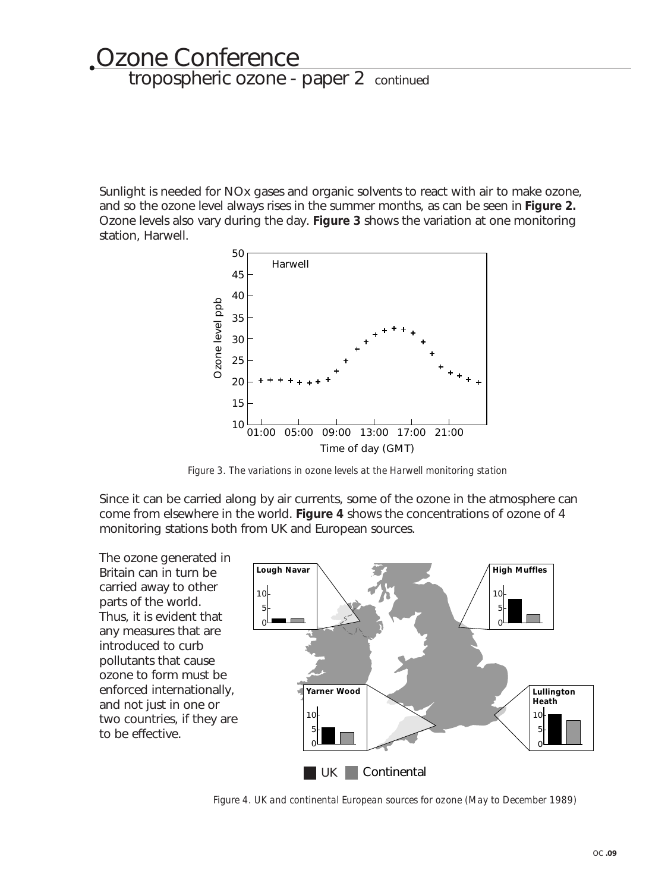Sunlight is needed for NOx gases and organic solvents to react with air to make ozone, and so the ozone level always rises in the summer months, as can be seen in **Figure 2.** Ozone levels also vary during the day. **Figure 3** shows the variation at one monitoring station, Harwell.

*Figure 3. The variations in ozone levels at the Harwell monitoring station*

Since it can be carried along by air currents, some of the ozone in the atmosphere can come from elsewhere in the world. **Figure 4** shows the concentrations of ozone of 4 monitoring stations both from UK and European sources.

The ozone generated in Britain can in turn be carried away to other parts of the world. Thus, it is evident that any measures that are introduced to curb pollutants that cause ozone to form must be enforced internationally, and not just in one or two countries, if they are to be effective.

*Figure 4. UK and continental European sources for ozone (May to December 1989)*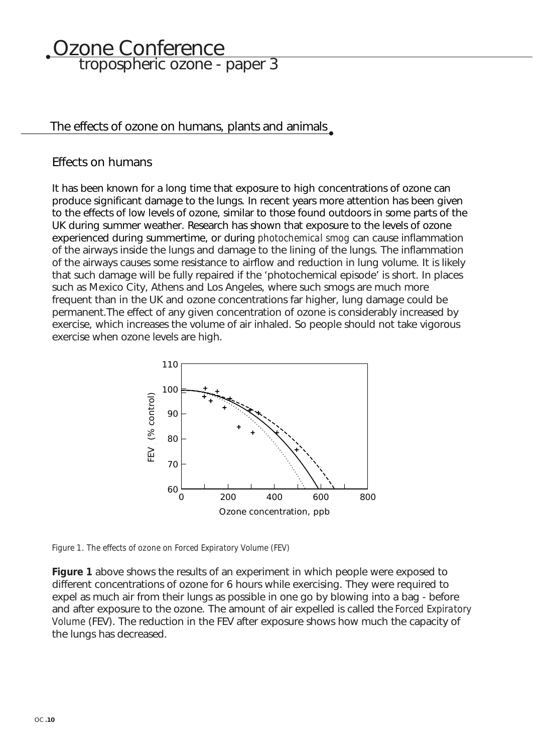# Ozone Conference

## tropospheric ozone - paper 3

### The effects of ozone on humans, plants and animals

#### Effects on humans

It has been known for a long time that exposure to high concentrations of ozone can produce significant damage to the lungs. In recent years more attention has been given to the effects of low levels of ozone, similar to those found outdoors in some parts of the UK during summer weather. Research has shown that exposure to the levels of ozone experienced during summertime, or during *photochemical smog* can cause inflammation of the airways inside the lungs and damage to the lining of the lungs. The inflammation of the airways causes some resistance to airflow and reduction in lung volume. It is likely that such damage will be fully repaired if the 'photochemical episode' is short. In places such as Mexico City, Athens and Los Angeles, where such smogs are much more frequent than in the UK and ozone concentrations far higher, lung damage could be permanent.The effect of any given concentration of ozone is considerably increased by exercise, which increases the volume of air inhaled. So people should not take vigorous exercise when ozone levels are high.

*Figure 1. The effects of ozone on Forced Expiratory Volume (FEV)*

**Figure 1** above shows the results of an experiment in which people were exposed to different concentrations of ozone for 6 hours while exercising. They were required to expel as much air from their lungs as possible in one go by blowing into a bag - before and after exposure to the ozone. The amount of air expelled is called the *Forced Expiratory Volume* (FEV). The reduction in the FEV after exposure shows how much the capacity of the lungs has decreased.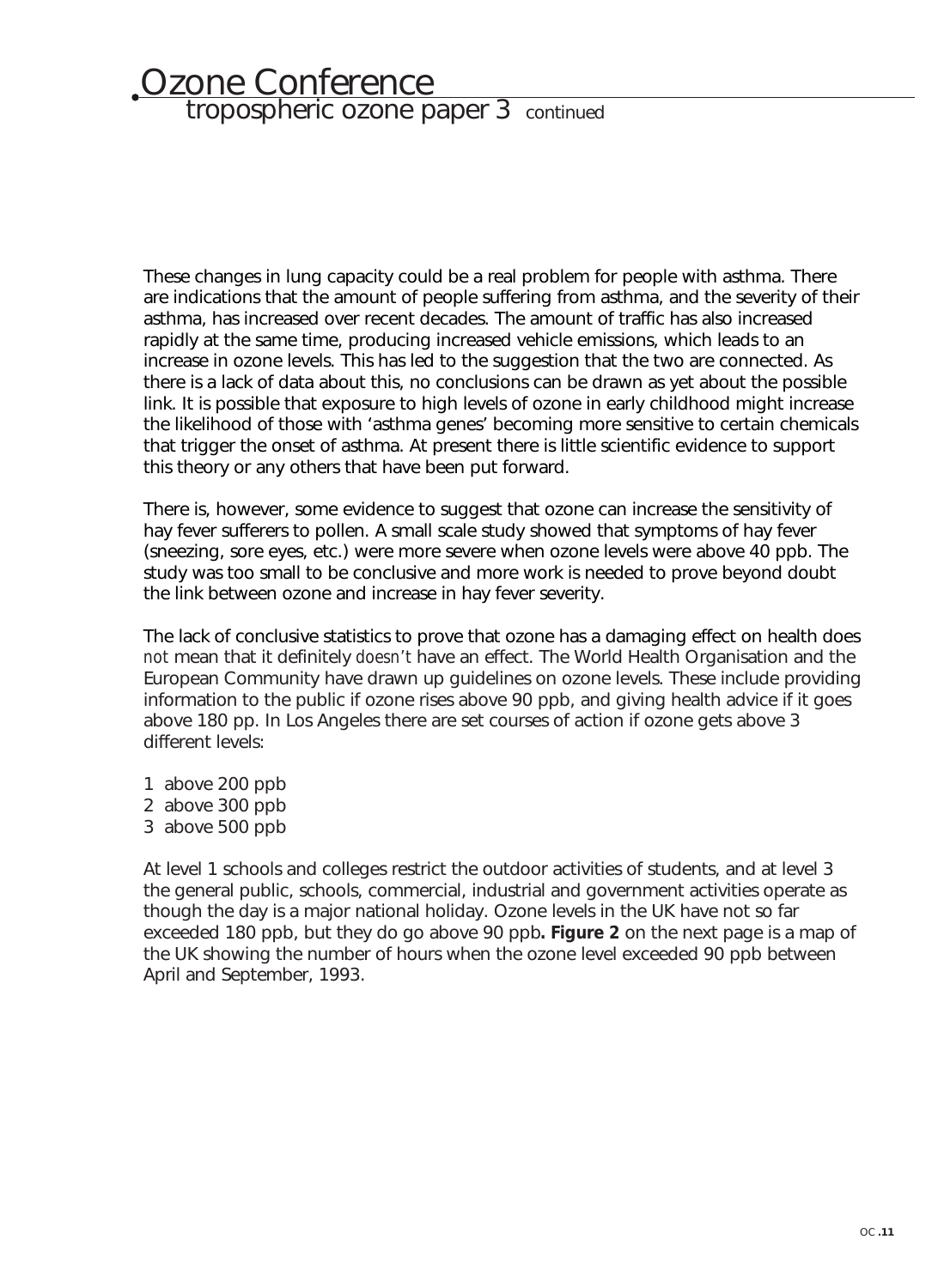These changes in lung capacity could be a real problem for people with asthma. There are indications that the amount of people suffering from asthma, and the severity of their asthma, has increased over recent decades. The amount of traffic has also increased rapidly at the same time, producing increased vehicle emissions, which leads to an increase in ozone levels. This has led to the suggestion that the two are connected. As there is a lack of data about this, no conclusions can be drawn as yet about the possible link. It is possible that exposure to high levels of ozone in early childhood might increase the likelihood of those with 'asthma genes' becoming more sensitive to certain chemicals that trigger the onset of asthma. At present there is little scientific evidence to support this theory or any others that have been put forward.

There is, however, some evidence to suggest that ozone can increase the sensitivity of hay fever sufferers to pollen. A small scale study showed that symptoms of hay fever (sneezing, sore eyes, etc.) were more severe when ozone levels were above 40 ppb. The study was too small to be conclusive and more work is needed to prove beyond doubt the link between ozone and increase in hay fever severity.

The lack of conclusive statistics to prove that ozone has a damaging effect on health does *not* mean that it definitely *doesn't* have an effect. The World Health Organisation and the European Community have drawn up guidelines on ozone levels. These include providing information to the public if ozone rises above 90 ppb, and giving health advice if it goes above 180 pp. In Los Angeles there are set courses of action if ozone gets above 3 different levels:

1. above 200 ppb
2. above 300 ppb
3. above 500 ppb

At level 1 schools and colleges restrict the outdoor activities of students, and at level 3 the general public, schools, commercial, industrial and government activities operate as though the day is a major national holiday. Ozone levels in the UK have not so far exceeded 180 ppb, but they do go above 90 ppb**. Figure 2** on the next page is a map of the UK showing the number of hours when the ozone level exceeded 90 ppb between April and September, 1993.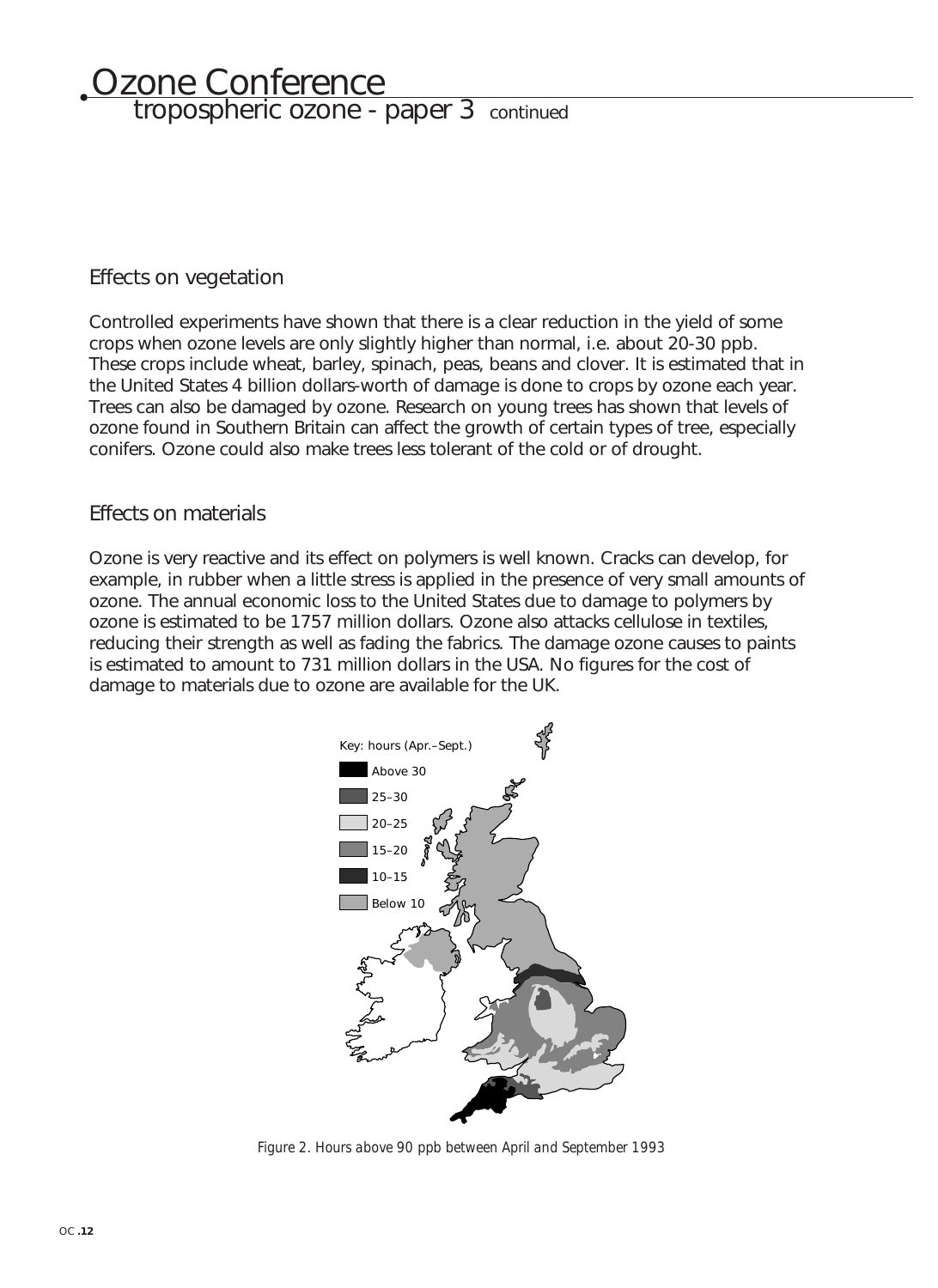## Effects on vegetation

Controlled experiments have shown that there is a clear reduction in the yield of some crops when ozone levels are only slightly higher than normal, i.e. about 20-30 ppb. These crops include wheat, barley, spinach, peas, beans and clover. It is estimated that in the United States 4 billion dollars-worth of damage is done to crops by ozone each year. Trees can also be damaged by ozone. Research on young trees has shown that levels of ozone found in Southern Britain can affect the growth of certain types of tree, especially conifers. Ozone could also make trees less tolerant of the cold or of drought.

## Effects on materials

Ozone is very reactive and its effect on polymers is well known. Cracks can develop, for example, in rubber when a little stress is applied in the presence of very small amounts of ozone. The annual economic loss to the United States due to damage to polymers by ozone is estimated to be 1757 million dollars. Ozone also attacks cellulose in textiles, reducing their strength as well as fading the fabrics. The damage ozone causes to paints is estimated to amount to 731 million dollars in the USA. No figures for the cost of damage to materials due to ozone are available for the UK.

Key: hours (Apr.–Sept.)

- Above 30
- 25–30
- 20–25
- 15–20
- 10–15
- Below 10

*Figure 2. Hours above 90 ppb between April and September 1993*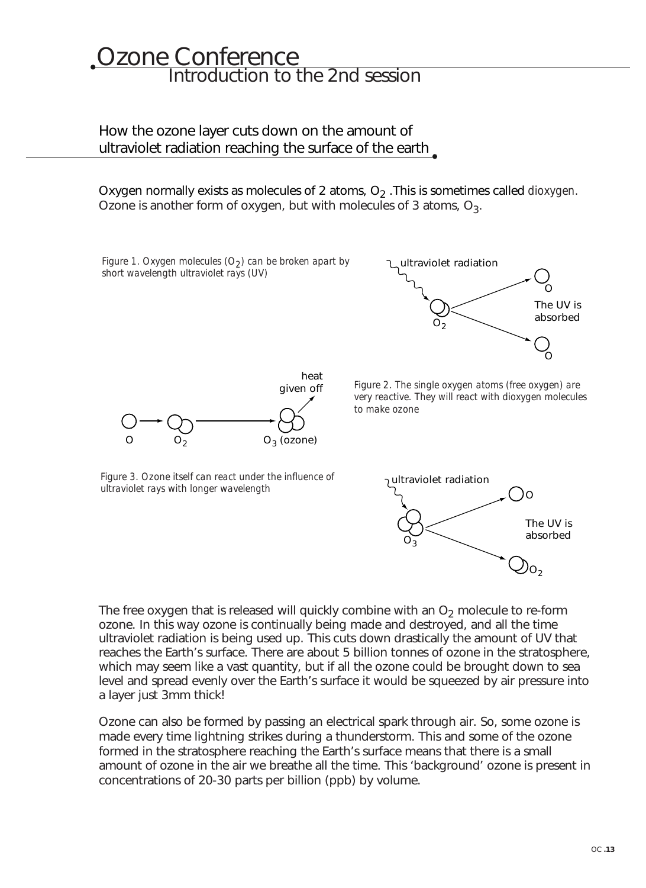# Ozone Conference

## Introduction to the 2nd session

### How the ozone layer cuts down on the amount of ultraviolet radiation reaching the surface of the earth

Oxygen normally exists as molecules of 2 atoms, $O_2$ .This is sometimes called *dioxygen.* Ozone is another form of oxygen, but with molecules of 3 atoms, $O_3$.

*Figure 1. Oxygen molecules ($O_2$) can be broken apart by short wavelength ultraviolet rays (UV)*

ultraviolet radiation

$O_2$

O

O

The UV is absorbed

*Figure 2. The single oxygen atoms (free oxygen) are very reactive. They will react with dioxygen molecules to make ozone*

O → $O_2$ → $O_3$ (ozone)

heat given off

*Figure 3. Ozone itself can react under the influence of ultraviolet rays with longer wavelength*

ultraviolet radiation

$O_3$

O

$O_2$

The UV is absorbed

The free oxygen that is released will quickly combine with an $O_2$ molecule to re-form ozone. In this way ozone is continually being made and destroyed, and all the time ultraviolet radiation is being used up. This cuts down drastically the amount of UV that reaches the Earth's surface. There are about 5 billion tonnes of ozone in the stratosphere, which may seem like a vast quantity, but if all the ozone could be brought down to sea level and spread evenly over the Earth's surface it would be squeezed by air pressure into a layer just 3mm thick!

Ozone can also be formed by passing an electrical spark through air. So, some ozone is made every time lightning strikes during a thunderstorm. This and some of the ozone formed in the stratosphere reaching the Earth's surface means that there is a small amount of ozone in the air we breathe all the time. This 'background' ozone is present in concentrations of 20-30 parts per billion (ppb) by volume.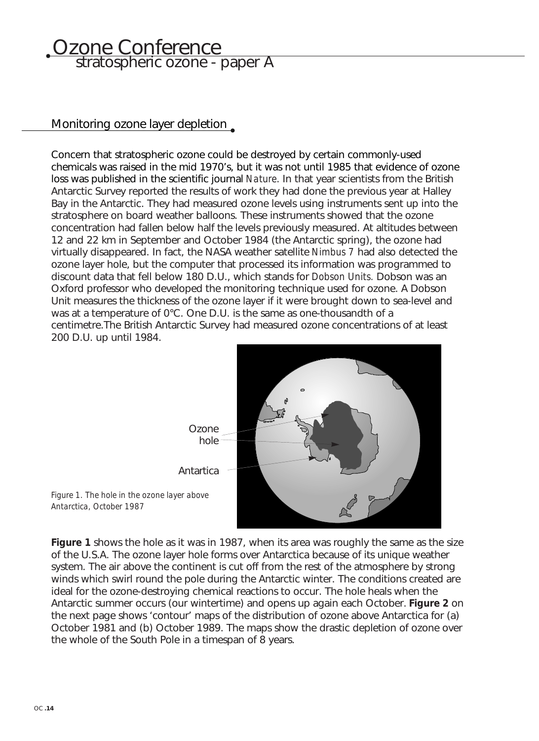# Ozone Conference
## stratospheric ozone - paper A

### Monitoring ozone layer depletion

Concern that stratospheric ozone could be destroyed by certain commonly-used chemicals was raised in the mid 1970's, but it was not until 1985 that evidence of ozone loss was published in the scientific journal *Nature*. In that year scientists from the British Antarctic Survey reported the results of work they had done the previous year at Halley Bay in the Antarctic. They had measured ozone levels using instruments sent up into the stratosphere on board weather balloons. These instruments showed that the ozone concentration had fallen below half the levels previously measured. At altitudes between 12 and 22 km in September and October 1984 (the Antarctic spring), the ozone had virtually disappeared. In fact, the NASA weather satellite *Nimbus 7* had also detected the ozone layer hole, but the computer that processed its information was programmed to discount data that fell below 180 D.U., which stands for *Dobson Units.* Dobson was an Oxford professor who developed the monitoring technique used for ozone. A Dobson Unit measures the thickness of the ozone layer if it were brought down to sea-level and was at a temperature of 0°C. One D.U. is the same as one-thousandth of a centimetre.The British Antarctic Survey had measured ozone concentrations of at least 200 D.U. up until 1984.

Ozone hole

Antartica

*Figure 1. The hole in the ozone layer above Antarctica, October 1987*

**Figure 1** shows the hole as it was in 1987, when its area was roughly the same as the size of the U.S.A. The ozone layer hole forms over Antarctica because of its unique weather system. The air above the continent is cut off from the rest of the atmosphere by strong winds which swirl round the pole during the Antarctic winter. The conditions created are ideal for the ozone-destroying chemical reactions to occur. The hole heals when the Antarctic summer occurs (our wintertime) and opens up again each October. **Figure 2** on the next page shows 'contour' maps of the distribution of ozone above Antarctica for (a) October 1981 and (b) October 1989. The maps show the drastic depletion of ozone over the whole of the South Pole in a timespan of 8 years.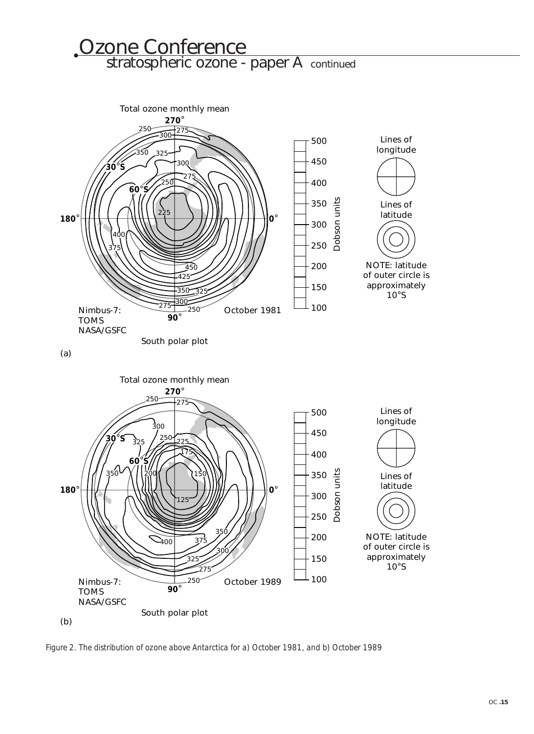Figure 2. The distribution of ozone above Antarctica for a) October 1981, and b) October 1989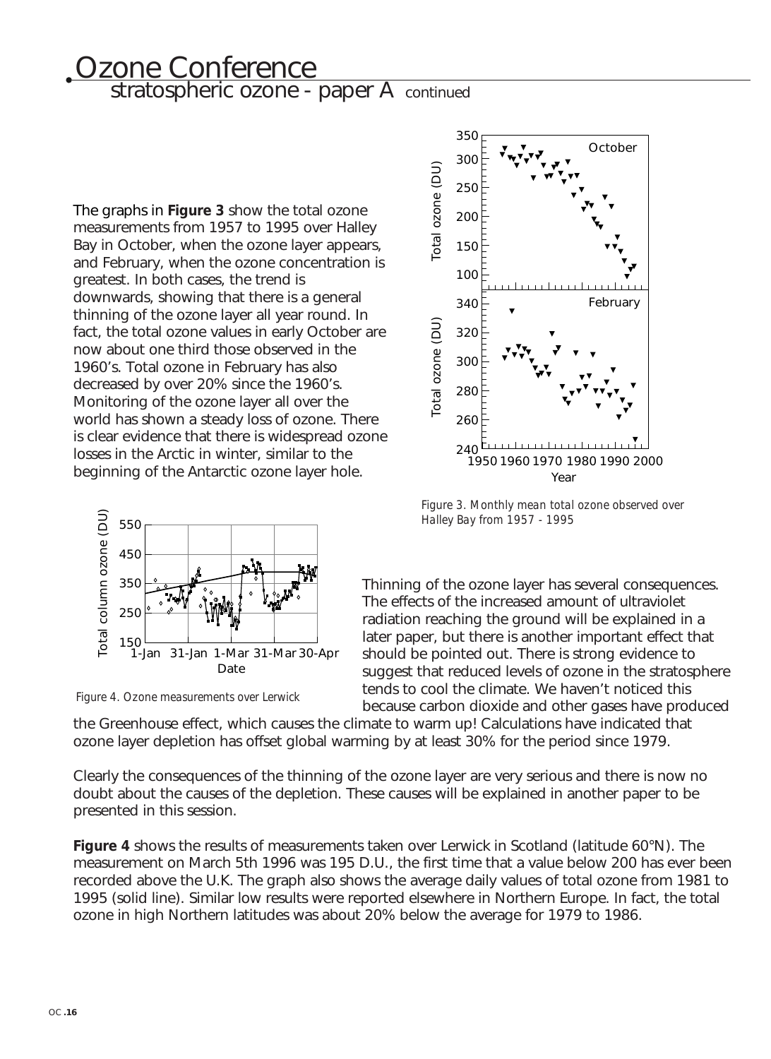# Ozone Conference

## stratospheric ozone - paper A continued

The graphs in **Figure 3** show the total ozone measurements from 1957 to 1995 over Halley Bay in October, when the ozone layer appears, and February, when the ozone concentration is greatest. In both cases, the trend is downwards, showing that there is a general thinning of the ozone layer all year round. In fact, the total ozone values in early October are now about one third those observed in the 1960's. Total ozone in February has also decreased by over 20% since the 1960's. Monitoring of the ozone layer all over the world has shown a steady loss of ozone. There is clear evidence that there is widespread ozone losses in the Arctic in winter, similar to the beginning of the Antarctic ozone layer hole.

*Figure 3. Monthly mean total ozone observed over Halley Bay from 1957 - 1995*

*Figure 4. Ozone measurements over Lerwick*

Thinning of the ozone layer has several consequences. The effects of the increased amount of ultraviolet radiation reaching the ground will be explained in a later paper, but there is another important effect that should be pointed out. There is strong evidence to suggest that reduced levels of ozone in the stratosphere tends to cool the climate. We haven't noticed this because carbon dioxide and other gases have produced the Greenhouse effect, which causes the climate to warm up! Calculations have indicated that ozone layer depletion has offset global warming by at least 30% for the period since 1979.

Clearly the consequences of the thinning of the ozone layer are very serious and there is now no doubt about the causes of the depletion. These causes will be explained in another paper to be presented in this session.

**Figure 4** shows the results of measurements taken over Lerwick in Scotland (latitude 60°N). The measurement on March 5th 1996 was 195 D.U., the first time that a value below 200 has ever been recorded above the U.K. The graph also shows the average daily values of total ozone from 1981 to 1995 (solid line). Similar low results were reported elsewhere in Northern Europe. In fact, the total ozone in high Northern latitudes was about 20% below the average for 1979 to 1986.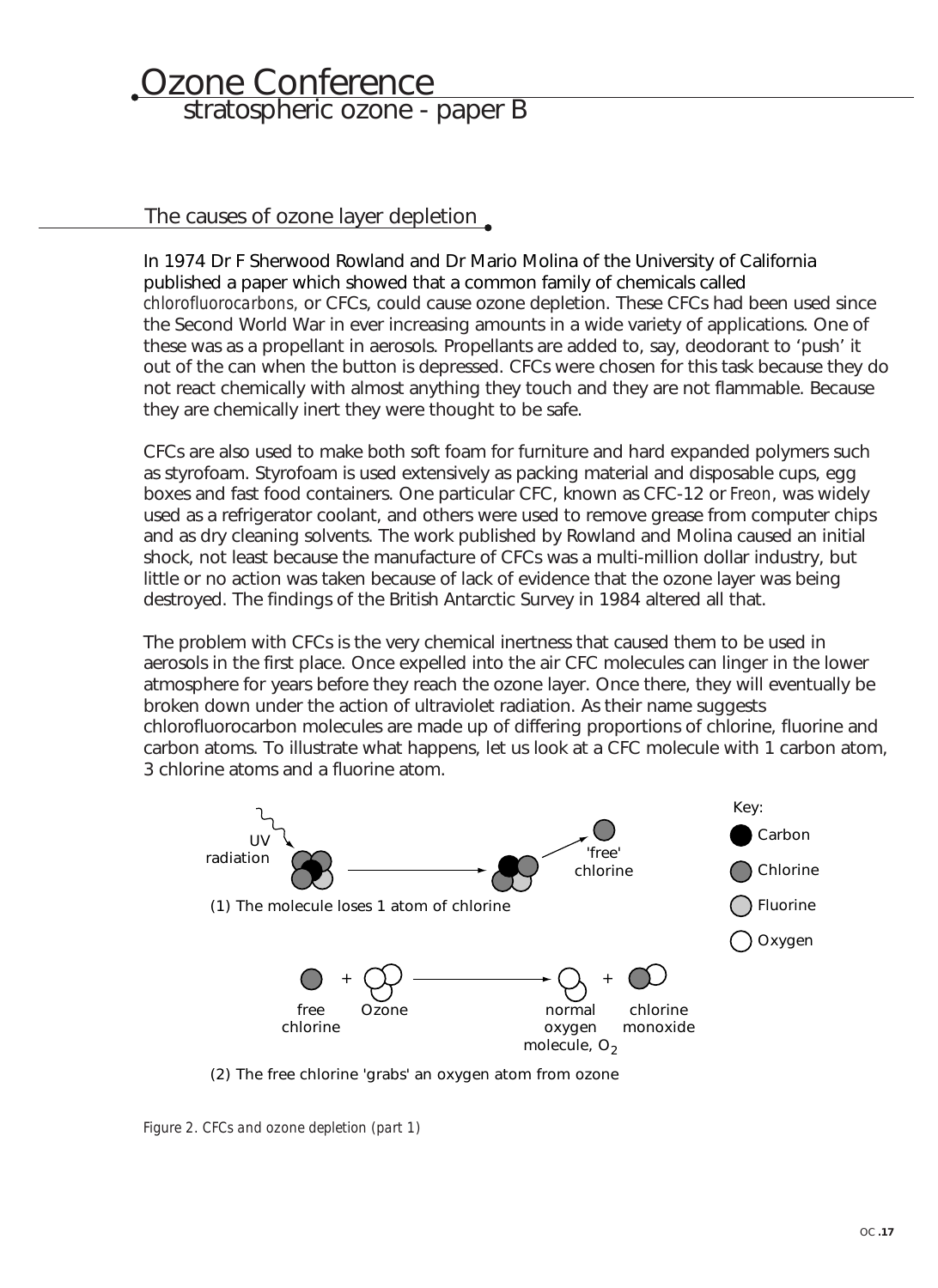# Ozone Conference

## stratospheric ozone - paper B

### The causes of ozone layer depletion

In 1974 Dr F Sherwood Rowland and Dr Mario Molina of the University of California published a paper which showed that a common family of chemicals called *chlorofluorocarbons*, or CFCs, could cause ozone depletion. These CFCs had been used since the Second World War in ever increasing amounts in a wide variety of applications. One of these was as a propellant in aerosols. Propellants are added to, say, deodorant to 'push' it out of the can when the button is depressed. CFCs were chosen for this task because they do not react chemically with almost anything they touch and they are not flammable. Because they are chemically inert they were thought to be safe.

CFCs are also used to make both soft foam for furniture and hard expanded polymers such as styrofoam. Styrofoam is used extensively as packing material and disposable cups, egg boxes and fast food containers. One particular CFC, known as CFC-12 or *Freon*, was widely used as a refrigerator coolant, and others were used to remove grease from computer chips and as dry cleaning solvents. The work published by Rowland and Molina caused an initial shock, not least because the manufacture of CFCs was a multi-million dollar industry, but little or no action was taken because of lack of evidence that the ozone layer was being destroyed. The findings of the British Antarctic Survey in 1984 altered all that.

The problem with CFCs is the very chemical inertness that caused them to be used in aerosols in the first place. Once expelled into the air CFC molecules can linger in the lower atmosphere for years before they reach the ozone layer. Once there, they will eventually be broken down under the action of ultraviolet radiation. As their name suggests chlorofluorocarbon molecules are made up of differing proportions of chlorine, fluorine and carbon atoms. To illustrate what happens, let us look at a CFC molecule with 1 carbon atom, 3 chlorine atoms and a fluorine atom.

Key: Carbon, Chlorine, Fluorine, Oxygen

UV radiation → 'free' chlorine

(1) The molecule loses 1 atom of chlorine

free chlorine + Ozone → normal oxygen molecule, $O_2$ + chlorine monoxide

(2) The free chlorine 'grabs' an oxygen atom from ozone

*Figure 2. CFCs and ozone depletion (part 1)*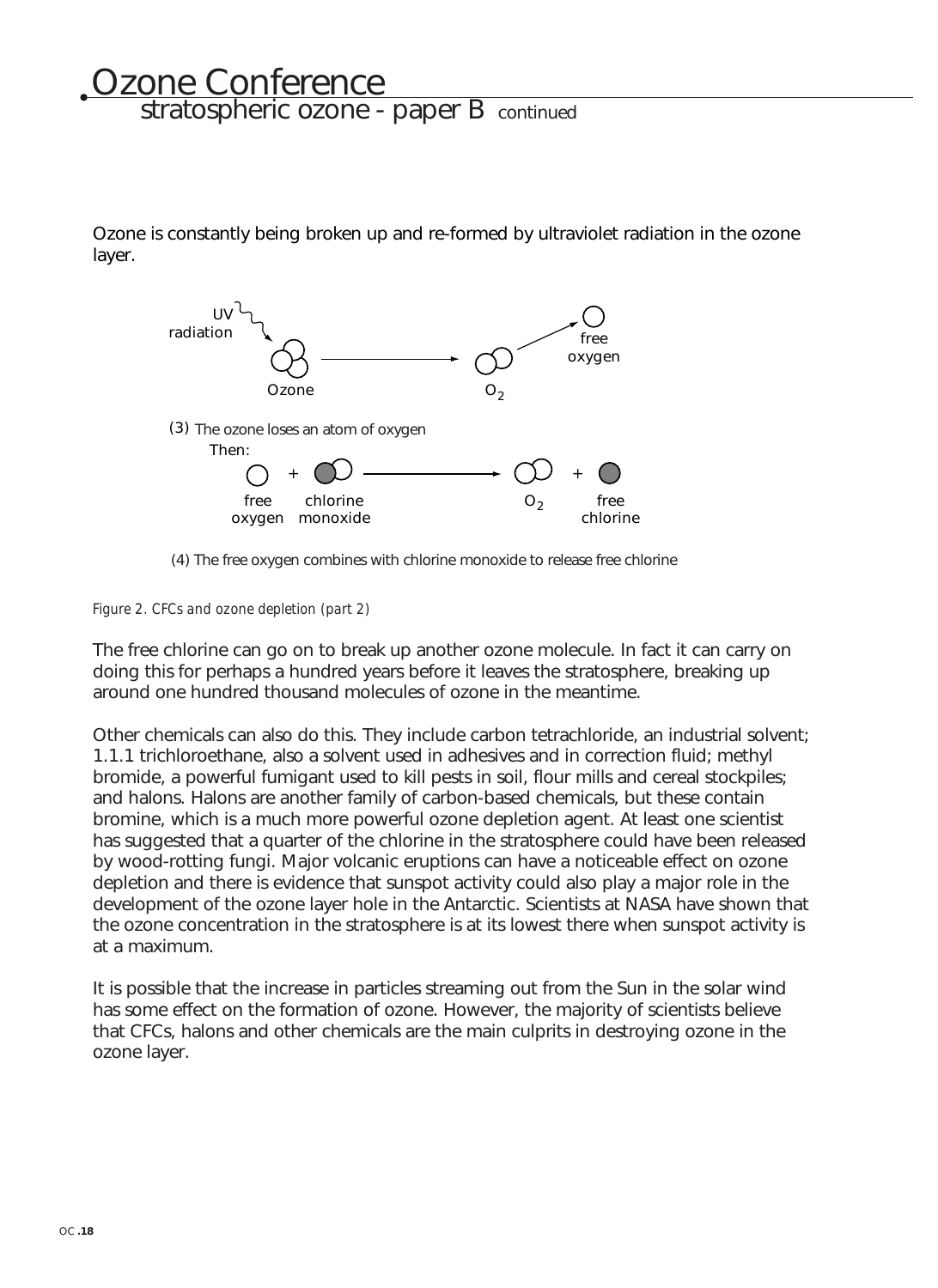# Ozone Conference

## stratospheric ozone - paper B continued

Ozone is constantly being broken up and re-formed by ultraviolet radiation in the ozone layer.

UV radiation → Ozone → $O_2$ + free oxygen

(3) The ozone loses an atom of oxygen

Then:

free oxygen + chlorine monoxide → $O_2$ + free chlorine

(4) The free oxygen combines with chlorine monoxide to release free chlorine

*Figure 2. CFCs and ozone depletion (part 2)*

The free chlorine can go on to break up another ozone molecule. In fact it can carry on doing this for perhaps a hundred years before it leaves the stratosphere, breaking up around one hundred thousand molecules of ozone in the meantime.

Other chemicals can also do this. They include carbon tetrachloride, an industrial solvent; 1.1.1 trichloroethane, also a solvent used in adhesives and in correction fluid; methyl bromide, a powerful fumigant used to kill pests in soil, flour mills and cereal stockpiles; and halons. Halons are another family of carbon-based chemicals, but these contain bromine, which is a much more powerful ozone depletion agent. At least one scientist has suggested that a quarter of the chlorine in the stratosphere could have been released by wood-rotting fungi. Major volcanic eruptions can have a noticeable effect on ozone depletion and there is evidence that sunspot activity could also play a major role in the development of the ozone layer hole in the Antarctic. Scientists at NASA have shown that the ozone concentration in the stratosphere is at its lowest there when sunspot activity is at a maximum.

It is possible that the increase in particles streaming out from the Sun in the solar wind has some effect on the formation of ozone. However, the majority of scientists believe that CFCs, halons and other chemicals are the main culprits in destroying ozone in the ozone layer.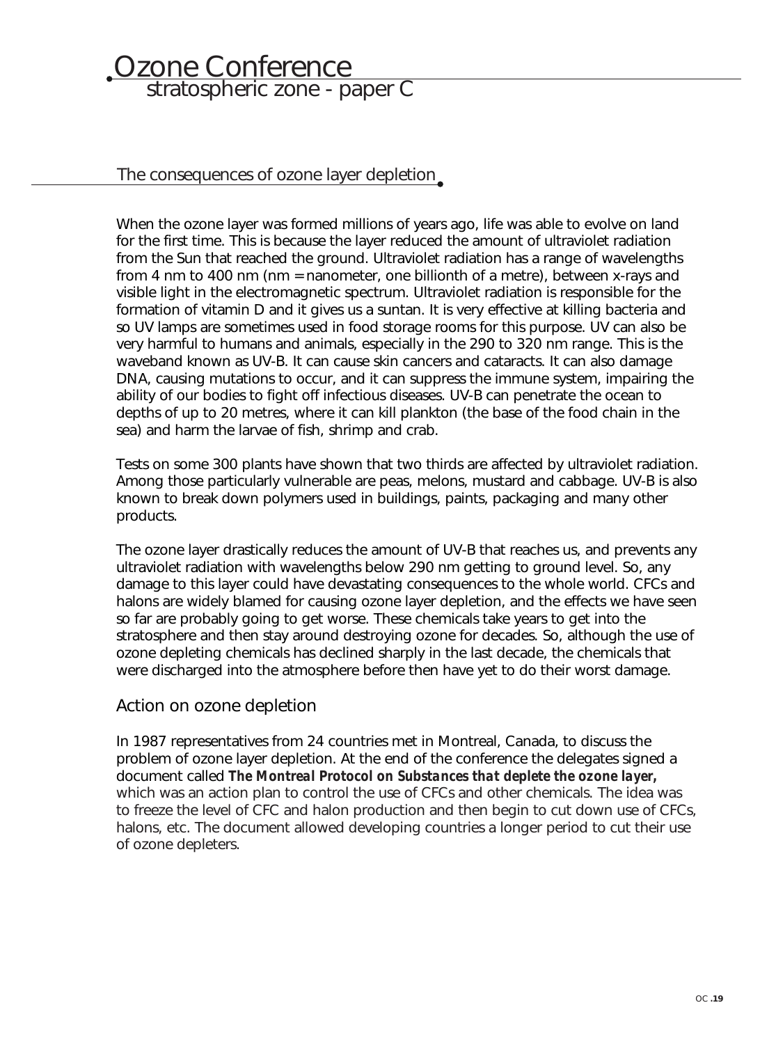# Ozone Conference

## stratospheric zone - paper C

### The consequences of ozone layer depletion

When the ozone layer was formed millions of years ago, life was able to evolve on land for the first time. This is because the layer reduced the amount of ultraviolet radiation from the Sun that reached the ground. Ultraviolet radiation has a range of wavelengths from 4 nm to 400 nm (nm = nanometer, one billionth of a metre), between x-rays and visible light in the electromagnetic spectrum. Ultraviolet radiation is responsible for the formation of vitamin D and it gives us a suntan. It is very effective at killing bacteria and so UV lamps are sometimes used in food storage rooms for this purpose. UV can also be very harmful to humans and animals, especially in the 290 to 320 nm range. This is the waveband known as UV-B. It can cause skin cancers and cataracts. It can also damage DNA, causing mutations to occur, and it can suppress the immune system, impairing the ability of our bodies to fight off infectious diseases. UV-B can penetrate the ocean to depths of up to 20 metres, where it can kill plankton (the base of the food chain in the sea) and harm the larvae of fish, shrimp and crab.

Tests on some 300 plants have shown that two thirds are affected by ultraviolet radiation. Among those particularly vulnerable are peas, melons, mustard and cabbage. UV-B is also known to break down polymers used in buildings, paints, packaging and many other products.

The ozone layer drastically reduces the amount of UV-B that reaches us, and prevents any ultraviolet radiation with wavelengths below 290 nm getting to ground level. So, any damage to this layer could have devastating consequences to the whole world. CFCs and halons are widely blamed for causing ozone layer depletion, and the effects we have seen so far are probably going to get worse. These chemicals take years to get into the stratosphere and then stay around destroying ozone for decades. So, although the use of ozone depleting chemicals has declined sharply in the last decade, the chemicals that were discharged into the atmosphere before then have yet to do their worst damage.

### Action on ozone depletion

In 1987 representatives from 24 countries met in Montreal, Canada, to discuss the problem of ozone layer depletion. At the end of the conference the delegates signed a document called ***The Montreal Protocol on Substances that deplete the ozone layer,*** which was an action plan to control the use of CFCs and other chemicals. The idea was to freeze the level of CFC and halon production and then begin to cut down use of CFCs, halons, etc. The document allowed developing countries a longer period to cut their use of ozone depleters.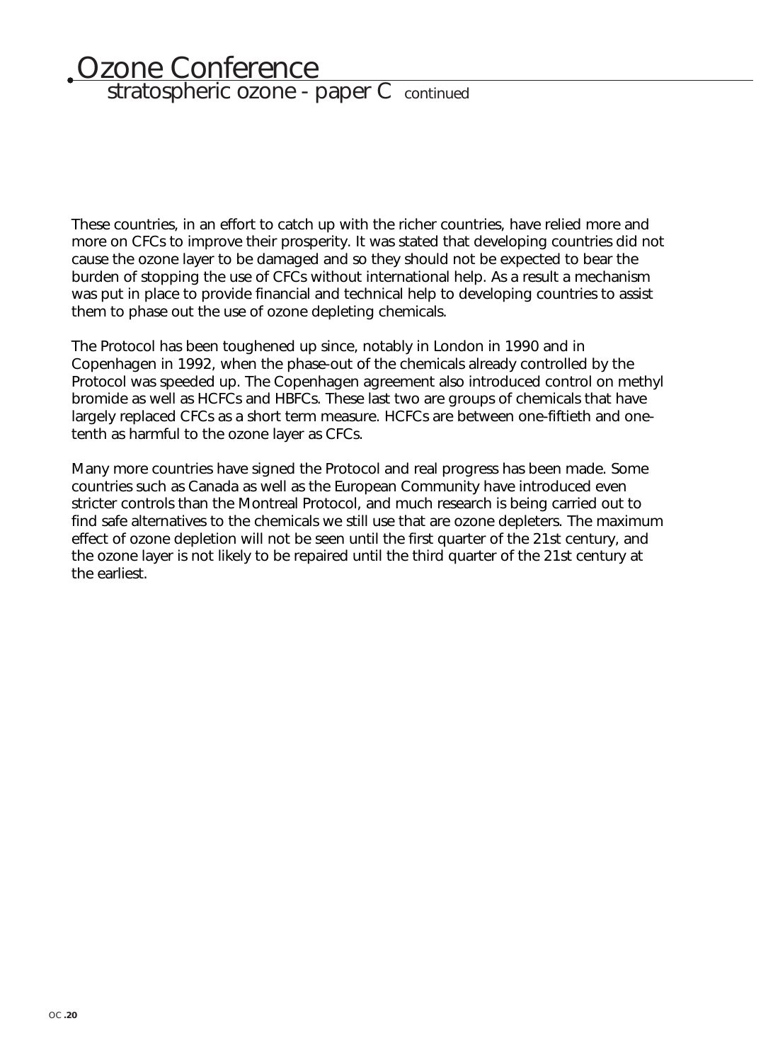# Ozone Conference

## stratospheric ozone - paper C continued

These countries, in an effort to catch up with the richer countries, have relied more and more on CFCs to improve their prosperity. It was stated that developing countries did not cause the ozone layer to be damaged and so they should not be expected to bear the burden of stopping the use of CFCs without international help. As a result a mechanism was put in place to provide financial and technical help to developing countries to assist them to phase out the use of ozone depleting chemicals.

The Protocol has been toughened up since, notably in London in 1990 and in Copenhagen in 1992, when the phase-out of the chemicals already controlled by the Protocol was speeded up. The Copenhagen agreement also introduced control on methyl bromide as well as HCFCs and HBFCs. These last two are groups of chemicals that have largely replaced CFCs as a short term measure. HCFCs are between one-fiftieth and one-tenth as harmful to the ozone layer as CFCs.

Many more countries have signed the Protocol and real progress has been made. Some countries such as Canada as well as the European Community have introduced even stricter controls than the Montreal Protocol, and much research is being carried out to find safe alternatives to the chemicals we still use that are ozone depleters. The maximum effect of ozone depletion will not be seen until the first quarter of the 21st century, and the ozone layer is not likely to be repaired until the third quarter of the 21st century at the earliest.